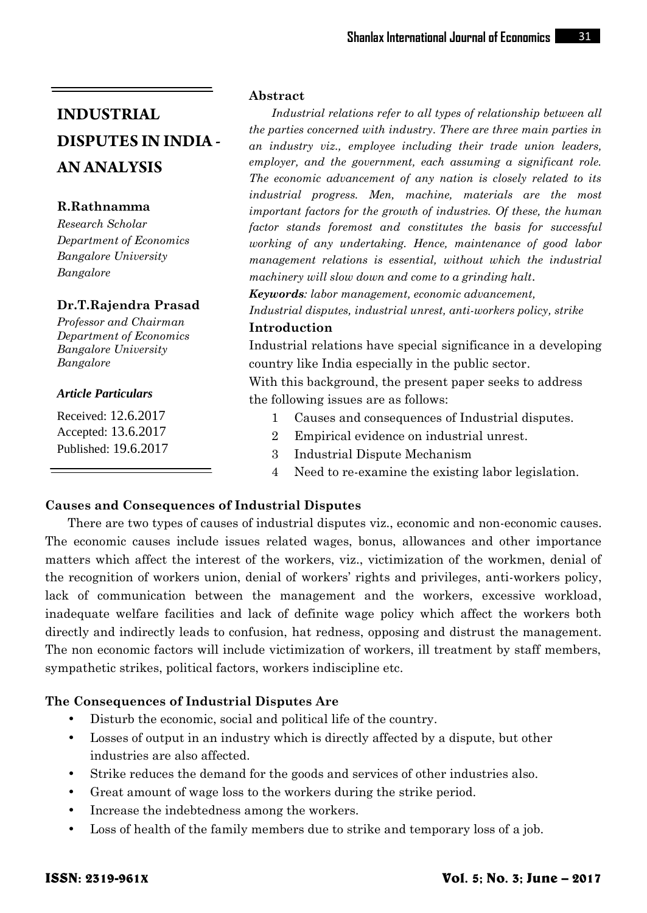# INDUSTRIAL DISPUTES IN INDIA - AN ANALYSIS

**R.Rathnamma**

*Research Scholar*
*Department of Economics*
*Bangalore University*
*Bangalore*

**Dr.T.Rajendra Prasad**

*Professor and Chairman*
*Department of Economics*
*Bangalore University*
*Bangalore*

***Article Particulars***

Received: 12.6.2017
Accepted: 13.6.2017
Published: 19.6.2017

**Abstract**

*Industrial relations refer to all types of relationship between all the parties concerned with industry. There are three main parties in an industry viz., employee including their trade union leaders, employer, and the government, each assuming a significant role. The economic advancement of any nation is closely related to its industrial progress. Men, machine, materials are the most important factors for the growth of industries. Of these, the human factor stands foremost and constitutes the basis for successful working of any undertaking. Hence, maintenance of good labor management relations is essential, without which the industrial machinery will slow down and come to a grinding halt.*

***Keywords**: labor management, economic advancement, Industrial disputes, industrial unrest, anti-workers policy, strike*

**Introduction**

Industrial relations have special significance in a developing country like India especially in the public sector.

With this background, the present paper seeks to address the following issues are as follows:

1. Causes and consequences of Industrial disputes.
2. Empirical evidence on industrial unrest.
3. Industrial Dispute Mechanism
4. Need to re-examine the existing labor legislation.

**Causes and Consequences of Industrial Disputes**

There are two types of causes of industrial disputes viz., economic and non-economic causes. The economic causes include issues related wages, bonus, allowances and other importance matters which affect the interest of the workers, viz., victimization of the workmen, denial of the recognition of workers union, denial of workers' rights and privileges, anti-workers policy, lack of communication between the management and the workers, excessive workload, inadequate welfare facilities and lack of definite wage policy which affect the workers both directly and indirectly leads to confusion, hat redness, opposing and distrust the management. The non economic factors will include victimization of workers, ill treatment by staff members, sympathetic strikes, political factors, workers indiscipline etc.

**The Consequences of Industrial Disputes Are**

- Disturb the economic, social and political life of the country.
- Losses of output in an industry which is directly affected by a dispute, but other industries are also affected.
- Strike reduces the demand for the goods and services of other industries also.
- Great amount of wage loss to the workers during the strike period.
- Increase the indebtedness among the workers.
- Loss of health of the family members due to strike and temporary loss of a job.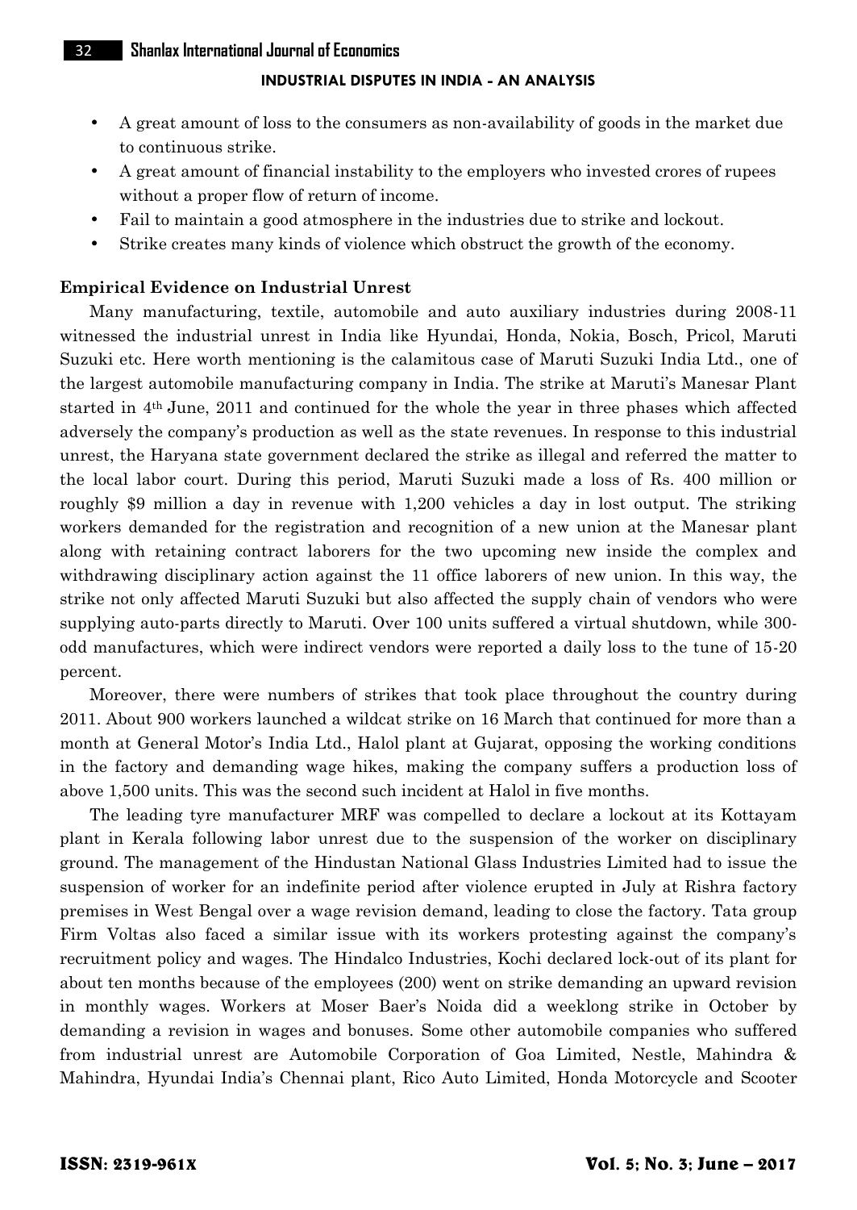- A great amount of loss to the consumers as non-availability of goods in the market due to continuous strike.
- A great amount of financial instability to the employers who invested crores of rupees without a proper flow of return of income.
- Fail to maintain a good atmosphere in the industries due to strike and lockout.
- Strike creates many kinds of violence which obstruct the growth of the economy.

**Empirical Evidence on Industrial Unrest**

Many manufacturing, textile, automobile and auto auxiliary industries during 2008-11 witnessed the industrial unrest in India like Hyundai, Honda, Nokia, Bosch, Pricol, Maruti Suzuki etc. Here worth mentioning is the calamitous case of Maruti Suzuki India Ltd., one of the largest automobile manufacturing company in India. The strike at Maruti's Manesar Plant started in 4th June, 2011 and continued for the whole the year in three phases which affected adversely the company's production as well as the state revenues. In response to this industrial unrest, the Haryana state government declared the strike as illegal and referred the matter to the local labor court. During this period, Maruti Suzuki made a loss of Rs. 400 million or roughly $9 million a day in revenue with 1,200 vehicles a day in lost output. The striking workers demanded for the registration and recognition of a new union at the Manesar plant along with retaining contract laborers for the two upcoming new inside the complex and withdrawing disciplinary action against the 11 office laborers of new union. In this way, the strike not only affected Maruti Suzuki but also affected the supply chain of vendors who were supplying auto-parts directly to Maruti. Over 100 units suffered a virtual shutdown, while 300-odd manufactures, which were indirect vendors were reported a daily loss to the tune of 15-20 percent.

Moreover, there were numbers of strikes that took place throughout the country during 2011. About 900 workers launched a wildcat strike on 16 March that continued for more than a month at General Motor's India Ltd., Halol plant at Gujarat, opposing the working conditions in the factory and demanding wage hikes, making the company suffers a production loss of above 1,500 units. This was the second such incident at Halol in five months.

The leading tyre manufacturer MRF was compelled to declare a lockout at its Kottayam plant in Kerala following labor unrest due to the suspension of the worker on disciplinary ground. The management of the Hindustan National Glass Industries Limited had to issue the suspension of worker for an indefinite period after violence erupted in July at Rishra factory premises in West Bengal over a wage revision demand, leading to close the factory. Tata group Firm Voltas also faced a similar issue with its workers protesting against the company's recruitment policy and wages. The Hindalco Industries, Kochi declared lock-out of its plant for about ten months because of the employees (200) went on strike demanding an upward revision in monthly wages. Workers at Moser Baer's Noida did a weeklong strike in October by demanding a revision in wages and bonuses. Some other automobile companies who suffered from industrial unrest are Automobile Corporation of Goa Limited, Nestle, Mahindra & Mahindra, Hyundai India's Chennai plant, Rico Auto Limited, Honda Motorcycle and Scooter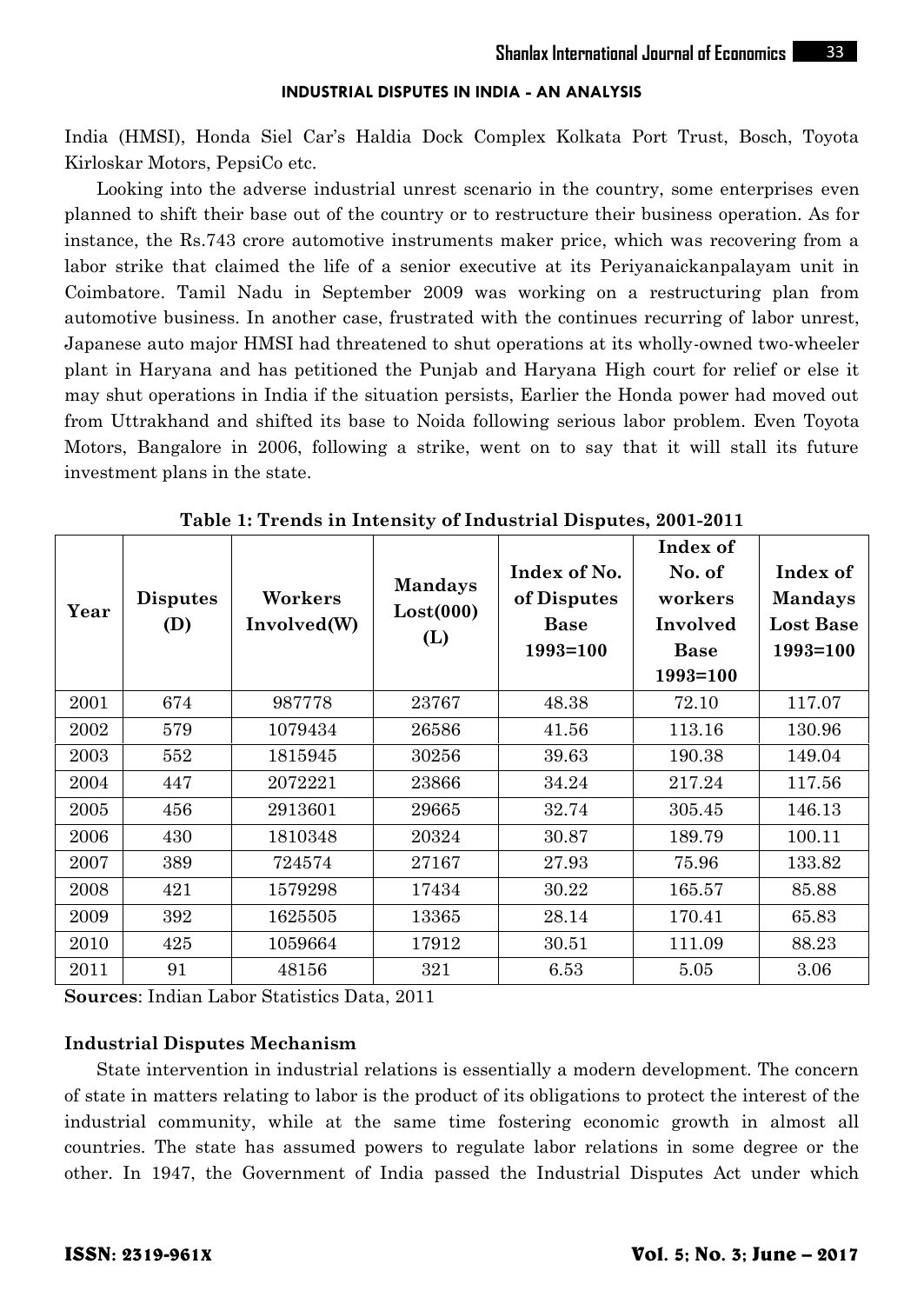India (HMSI), Honda Siel Car's Haldia Dock Complex Kolkata Port Trust, Bosch, Toyota Kirloskar Motors, PepsiCo etc.

Looking into the adverse industrial unrest scenario in the country, some enterprises even planned to shift their base out of the country or to restructure their business operation. As for instance, the Rs.743 crore automotive instruments maker price, which was recovering from a labor strike that claimed the life of a senior executive at its Periyanaickanpalayam unit in Coimbatore. Tamil Nadu in September 2009 was working on a restructuring plan from automotive business. In another case, frustrated with the continues recurring of labor unrest, Japanese auto major HMSI had threatened to shut operations at its wholly-owned two-wheeler plant in Haryana and has petitioned the Punjab and Haryana High court for relief or else it may shut operations in India if the situation persists, Earlier the Honda power had moved out from Uttrakhand and shifted its base to Noida following serious labor problem. Even Toyota Motors, Bangalore in 2006, following a strike, went on to say that it will stall its future investment plans in the state.

**Table 1: Trends in Intensity of Industrial Disputes, 2001-2011**

| Year | Disputes (D) | Workers Involved(W) | Mandays Lost(000) (L) | Index of No. of Disputes Base 1993=100 | Index of No. of workers Involved Base 1993=100 | Index of Mandays Lost Base 1993=100 |
|---|---|---|---|---|---|---|
| 2001 | 674 | 987778 | 23767 | 48.38 | 72.10 | 117.07 |
| 2002 | 579 | 1079434 | 26586 | 41.56 | 113.16 | 130.96 |
| 2003 | 552 | 1815945 | 30256 | 39.63 | 190.38 | 149.04 |
| 2004 | 447 | 2072221 | 23866 | 34.24 | 217.24 | 117.56 |
| 2005 | 456 | 2913601 | 29665 | 32.74 | 305.45 | 146.13 |
| 2006 | 430 | 1810348 | 20324 | 30.87 | 189.79 | 100.11 |
| 2007 | 389 | 724574 | 27167 | 27.93 | 75.96 | 133.82 |
| 2008 | 421 | 1579298 | 17434 | 30.22 | 165.57 | 85.88 |
| 2009 | 392 | 1625505 | 13365 | 28.14 | 170.41 | 65.83 |
| 2010 | 425 | 1059664 | 17912 | 30.51 | 111.09 | 88.23 |
| 2011 | 91 | 48156 | 321 | 6.53 | 5.05 | 3.06 |

**Sources**: Indian Labor Statistics Data, 2011

### Industrial Disputes Mechanism

State intervention in industrial relations is essentially a modern development. The concern of state in matters relating to labor is the product of its obligations to protect the interest of the industrial community, while at the same time fostering economic growth in almost all countries. The state has assumed powers to regulate labor relations in some degree or the other. In 1947, the Government of India passed the Industrial Disputes Act under which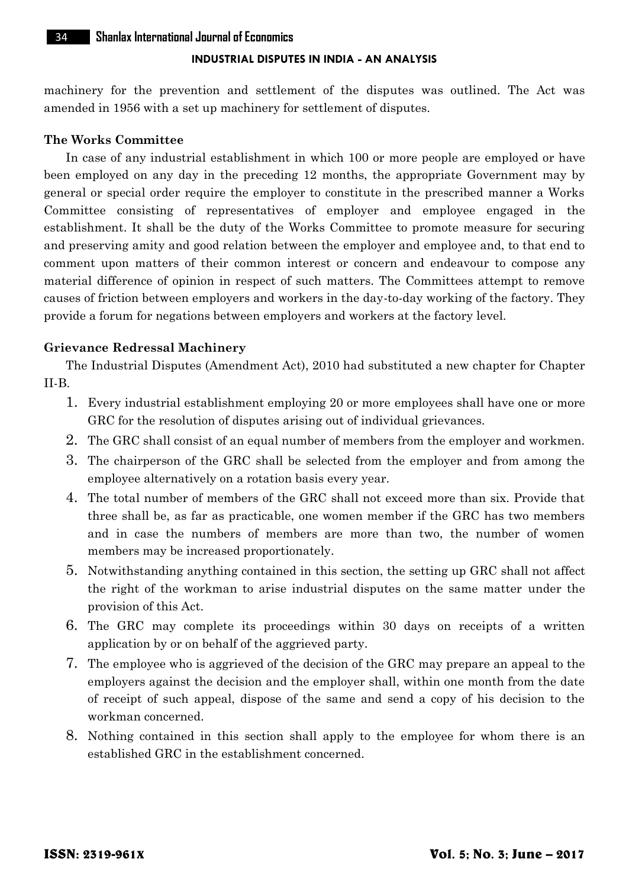machinery for the prevention and settlement of the disputes was outlined. The Act was amended in 1956 with a set up machinery for settlement of disputes.

**The Works Committee**

In case of any industrial establishment in which 100 or more people are employed or have been employed on any day in the preceding 12 months, the appropriate Government may by general or special order require the employer to constitute in the prescribed manner a Works Committee consisting of representatives of employer and employee engaged in the establishment. It shall be the duty of the Works Committee to promote measure for securing and preserving amity and good relation between the employer and employee and, to that end to comment upon matters of their common interest or concern and endeavour to compose any material difference of opinion in respect of such matters. The Committees attempt to remove causes of friction between employers and workers in the day-to-day working of the factory. They provide a forum for negations between employers and workers at the factory level.

**Grievance Redressal Machinery**

The Industrial Disputes (Amendment Act), 2010 had substituted a new chapter for Chapter II-B.

1. Every industrial establishment employing 20 or more employees shall have one or more GRC for the resolution of disputes arising out of individual grievances.
2. The GRC shall consist of an equal number of members from the employer and workmen.
3. The chairperson of the GRC shall be selected from the employer and from among the employee alternatively on a rotation basis every year.
4. The total number of members of the GRC shall not exceed more than six. Provide that three shall be, as far as practicable, one women member if the GRC has two members and in case the numbers of members are more than two, the number of women members may be increased proportionately.
5. Notwithstanding anything contained in this section, the setting up GRC shall not affect the right of the workman to arise industrial disputes on the same matter under the provision of this Act.
6. The GRC may complete its proceedings within 30 days on receipts of a written application by or on behalf of the aggrieved party.
7. The employee who is aggrieved of the decision of the GRC may prepare an appeal to the employers against the decision and the employer shall, within one month from the date of receipt of such appeal, dispose of the same and send a copy of his decision to the workman concerned.
8. Nothing contained in this section shall apply to the employee for whom there is an established GRC in the establishment concerned.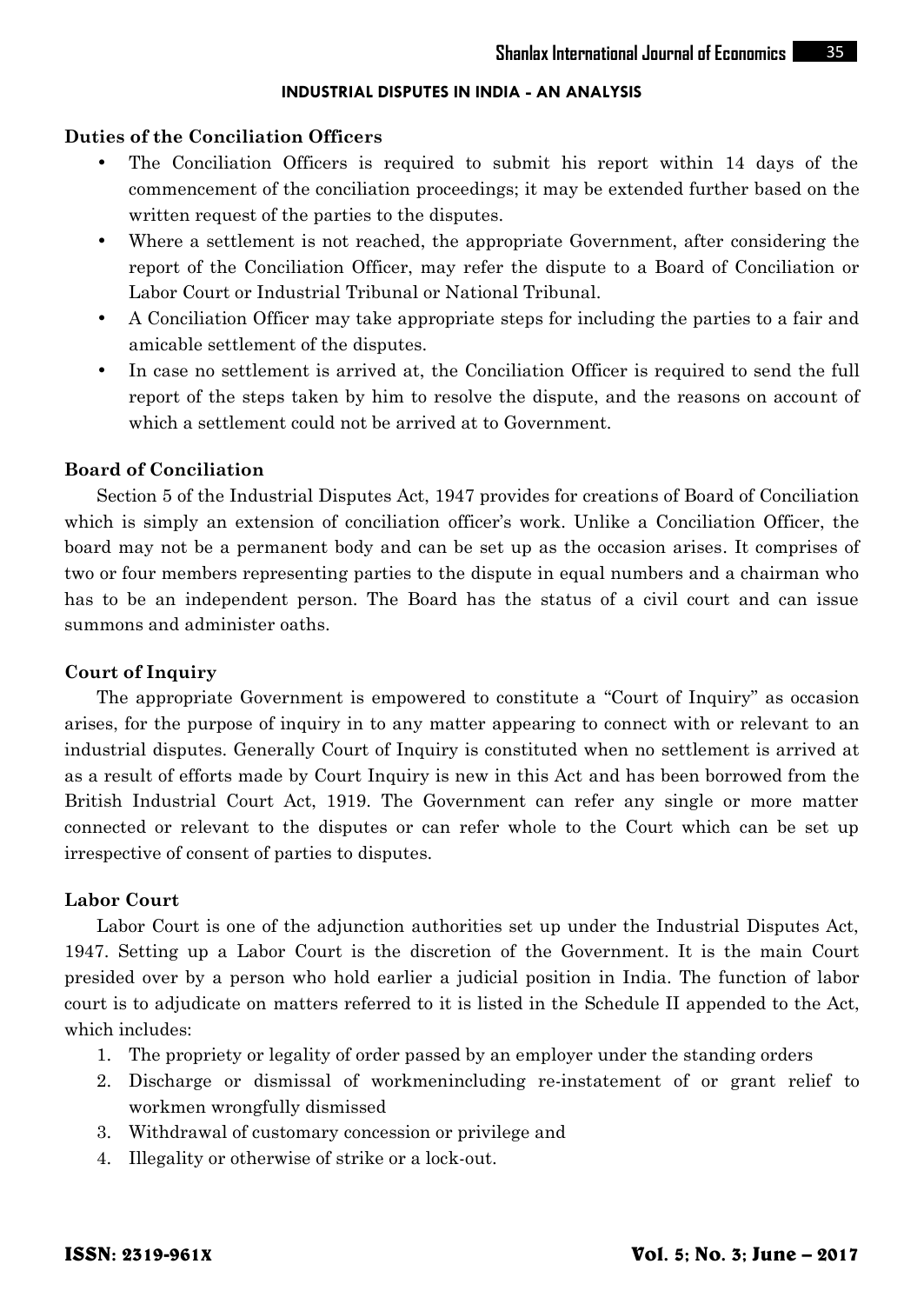**Duties of the Conciliation Officers**

- The Conciliation Officers is required to submit his report within 14 days of the commencement of the conciliation proceedings; it may be extended further based on the written request of the parties to the disputes.
- Where a settlement is not reached, the appropriate Government, after considering the report of the Conciliation Officer, may refer the dispute to a Board of Conciliation or Labor Court or Industrial Tribunal or National Tribunal.
- A Conciliation Officer may take appropriate steps for including the parties to a fair and amicable settlement of the disputes.
- In case no settlement is arrived at, the Conciliation Officer is required to send the full report of the steps taken by him to resolve the dispute, and the reasons on account of which a settlement could not be arrived at to Government.

**Board of Conciliation**

Section 5 of the Industrial Disputes Act, 1947 provides for creations of Board of Conciliation which is simply an extension of conciliation officer's work. Unlike a Conciliation Officer, the board may not be a permanent body and can be set up as the occasion arises. It comprises of two or four members representing parties to the dispute in equal numbers and a chairman who has to be an independent person. The Board has the status of a civil court and can issue summons and administer oaths.

**Court of Inquiry**

The appropriate Government is empowered to constitute a "Court of Inquiry" as occasion arises, for the purpose of inquiry in to any matter appearing to connect with or relevant to an industrial disputes. Generally Court of Inquiry is constituted when no settlement is arrived at as a result of efforts made by Court Inquiry is new in this Act and has been borrowed from the British Industrial Court Act, 1919. The Government can refer any single or more matter connected or relevant to the disputes or can refer whole to the Court which can be set up irrespective of consent of parties to disputes.

**Labor Court**

Labor Court is one of the adjunction authorities set up under the Industrial Disputes Act, 1947. Setting up a Labor Court is the discretion of the Government. It is the main Court presided over by a person who hold earlier a judicial position in India. The function of labor court is to adjudicate on matters referred to it is listed in the Schedule II appended to the Act, which includes:

1. The propriety or legality of order passed by an employer under the standing orders
2. Discharge or dismissal of workmenincluding re-instatement of or grant relief to workmen wrongfully dismissed
3. Withdrawal of customary concession or privilege and
4. Illegality or otherwise of strike or a lock-out.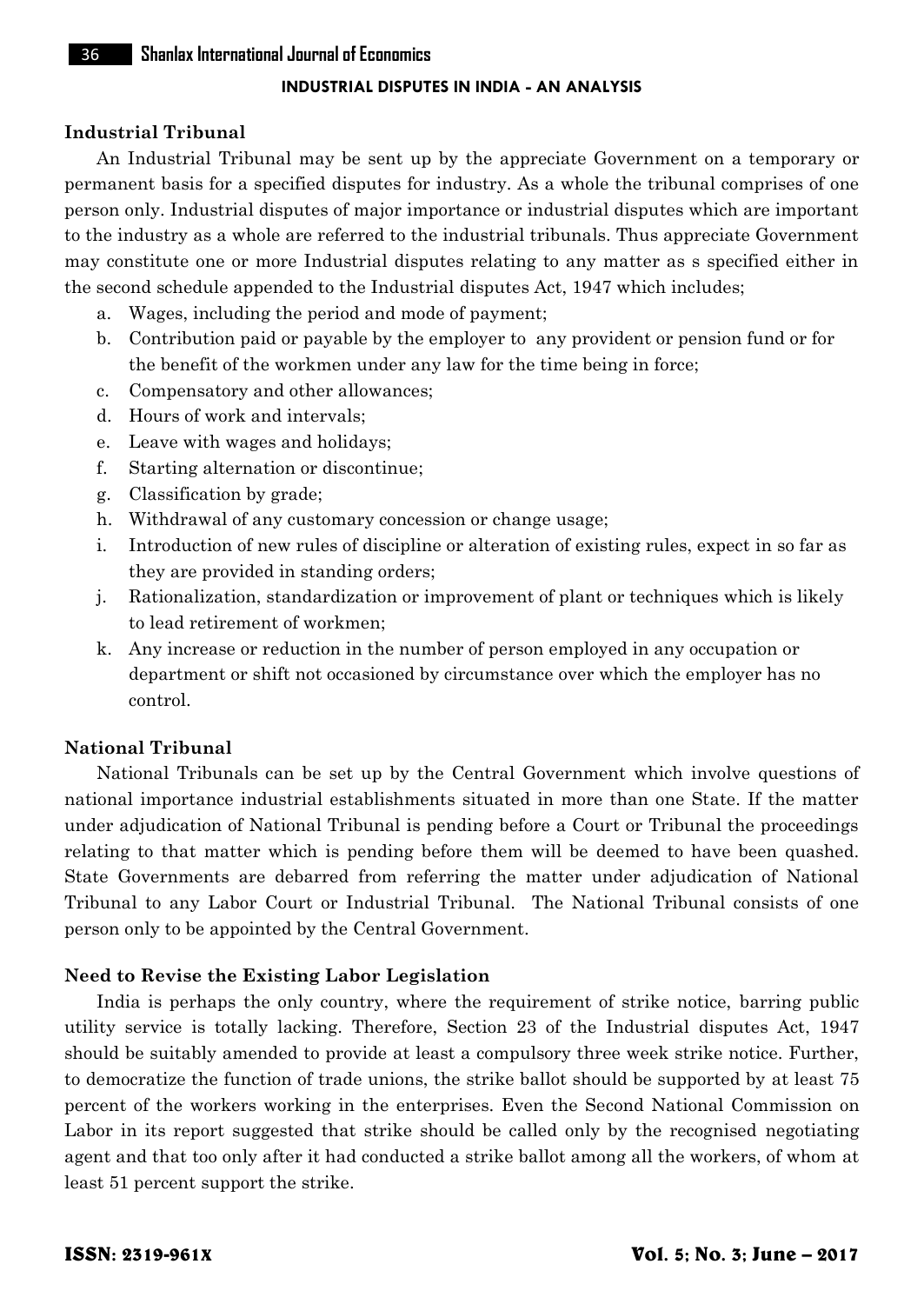### Industrial Tribunal

An Industrial Tribunal may be sent up by the appreciate Government on a temporary or permanent basis for a specified disputes for industry. As a whole the tribunal comprises of one person only. Industrial disputes of major importance or industrial disputes which are important to the industry as a whole are referred to the industrial tribunals. Thus appreciate Government may constitute one or more Industrial disputes relating to any matter as s specified either in the second schedule appended to the Industrial disputes Act, 1947 which includes;

a. Wages, including the period and mode of payment;
b. Contribution paid or payable by the employer to any provident or pension fund or for the benefit of the workmen under any law for the time being in force;
c. Compensatory and other allowances;
d. Hours of work and intervals;
e. Leave with wages and holidays;
f. Starting alternation or discontinue;
g. Classification by grade;
h. Withdrawal of any customary concession or change usage;
i. Introduction of new rules of discipline or alteration of existing rules, expect in so far as they are provided in standing orders;
j. Rationalization, standardization or improvement of plant or techniques which is likely to lead retirement of workmen;
k. Any increase or reduction in the number of person employed in any occupation or department or shift not occasioned by circumstance over which the employer has no control.

### National Tribunal

National Tribunals can be set up by the Central Government which involve questions of national importance industrial establishments situated in more than one State. If the matter under adjudication of National Tribunal is pending before a Court or Tribunal the proceedings relating to that matter which is pending before them will be deemed to have been quashed. State Governments are debarred from referring the matter under adjudication of National Tribunal to any Labor Court or Industrial Tribunal. The National Tribunal consists of one person only to be appointed by the Central Government.

### Need to Revise the Existing Labor Legislation

India is perhaps the only country, where the requirement of strike notice, barring public utility service is totally lacking. Therefore, Section 23 of the Industrial disputes Act, 1947 should be suitably amended to provide at least a compulsory three week strike notice. Further, to democratize the function of trade unions, the strike ballot should be supported by at least 75 percent of the workers working in the enterprises. Even the Second National Commission on Labor in its report suggested that strike should be called only by the recognised negotiating agent and that too only after it had conducted a strike ballot among all the workers, of whom at least 51 percent support the strike.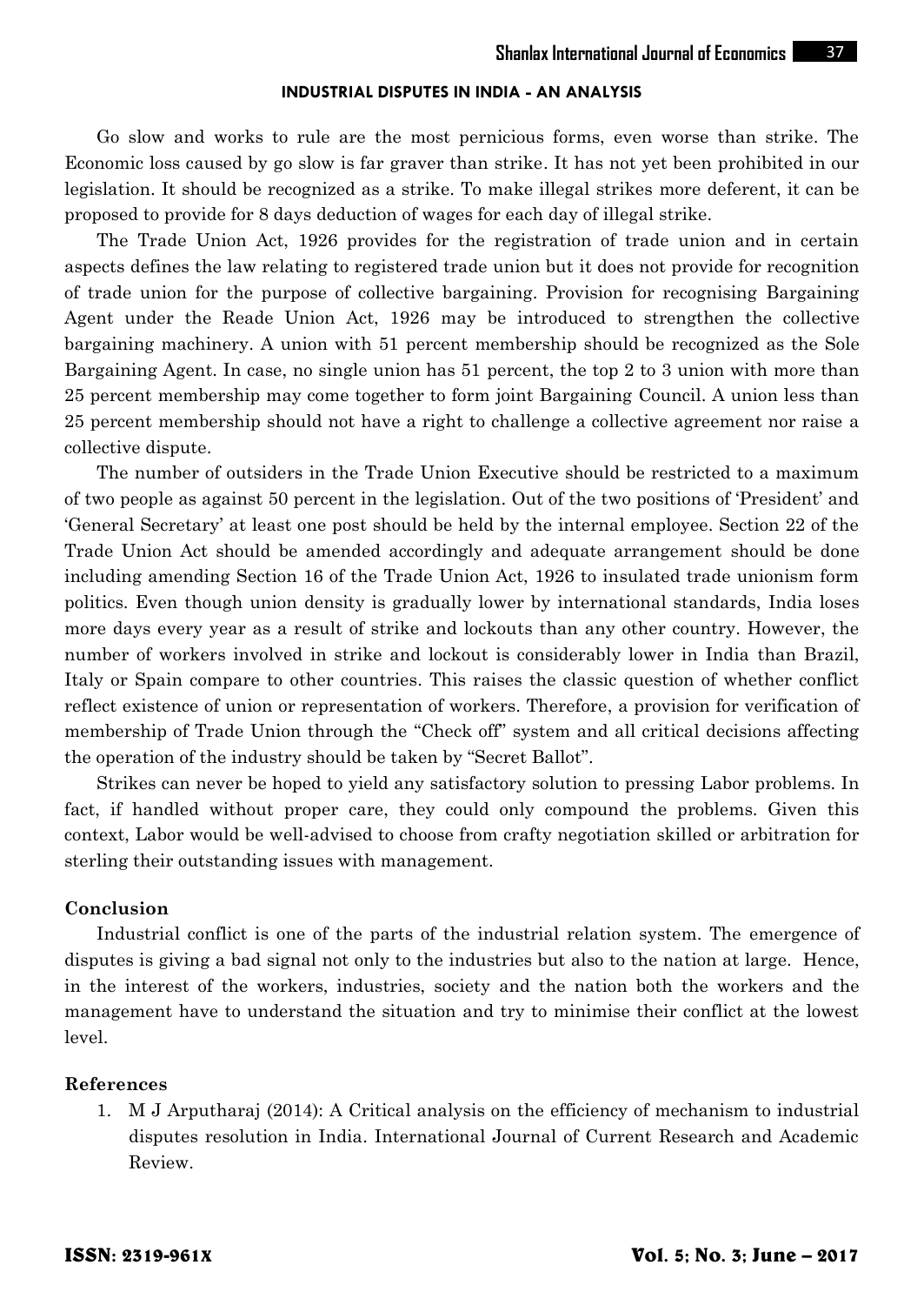Go slow and works to rule are the most pernicious forms, even worse than strike. The Economic loss caused by go slow is far graver than strike. It has not yet been prohibited in our legislation. It should be recognized as a strike. To make illegal strikes more deferent, it can be proposed to provide for 8 days deduction of wages for each day of illegal strike.

The Trade Union Act, 1926 provides for the registration of trade union and in certain aspects defines the law relating to registered trade union but it does not provide for recognition of trade union for the purpose of collective bargaining. Provision for recognising Bargaining Agent under the Reade Union Act, 1926 may be introduced to strengthen the collective bargaining machinery. A union with 51 percent membership should be recognized as the Sole Bargaining Agent. In case, no single union has 51 percent, the top 2 to 3 union with more than 25 percent membership may come together to form joint Bargaining Council. A union less than 25 percent membership should not have a right to challenge a collective agreement nor raise a collective dispute.

The number of outsiders in the Trade Union Executive should be restricted to a maximum of two people as against 50 percent in the legislation. Out of the two positions of 'President' and 'General Secretary' at least one post should be held by the internal employee. Section 22 of the Trade Union Act should be amended accordingly and adequate arrangement should be done including amending Section 16 of the Trade Union Act, 1926 to insulated trade unionism form politics. Even though union density is gradually lower by international standards, India loses more days every year as a result of strike and lockouts than any other country. However, the number of workers involved in strike and lockout is considerably lower in India than Brazil, Italy or Spain compare to other countries. This raises the classic question of whether conflict reflect existence of union or representation of workers. Therefore, a provision for verification of membership of Trade Union through the "Check off" system and all critical decisions affecting the operation of the industry should be taken by "Secret Ballot".

Strikes can never be hoped to yield any satisfactory solution to pressing Labor problems. In fact, if handled without proper care, they could only compound the problems. Given this context, Labor would be well-advised to choose from crafty negotiation skilled or arbitration for sterling their outstanding issues with management.

## Conclusion

Industrial conflict is one of the parts of the industrial relation system. The emergence of disputes is giving a bad signal not only to the industries but also to the nation at large. Hence, in the interest of the workers, industries, society and the nation both the workers and the management have to understand the situation and try to minimise their conflict at the lowest level.

## References

1. M J Arputharaj (2014): A Critical analysis on the efficiency of mechanism to industrial disputes resolution in India. International Journal of Current Research and Academic Review.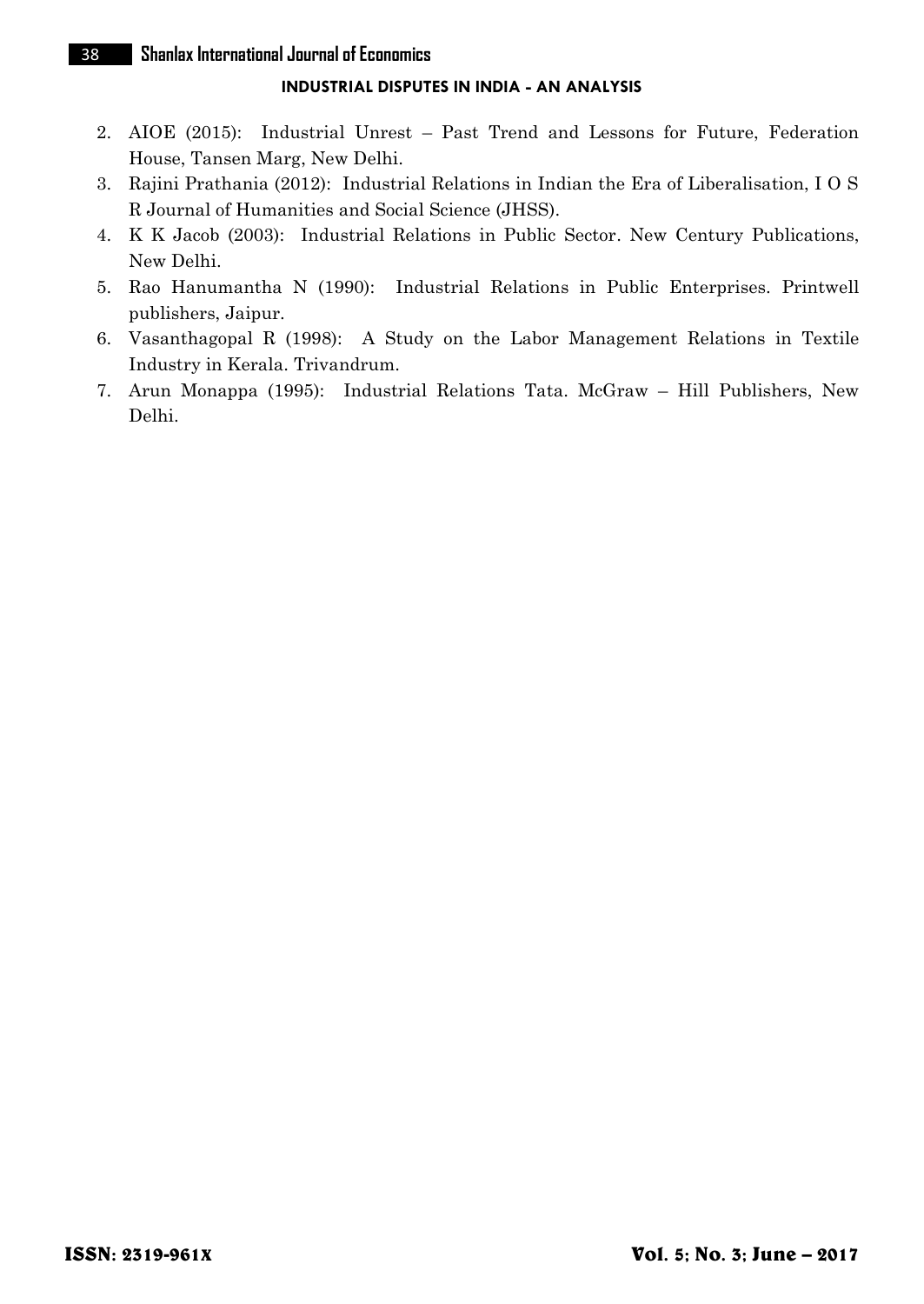2. AIOE (2015): Industrial Unrest – Past Trend and Lessons for Future, Federation House, Tansen Marg, New Delhi.
3. Rajini Prathania (2012): Industrial Relations in Indian the Era of Liberalisation, I O S R Journal of Humanities and Social Science (JHSS).
4. K K Jacob (2003): Industrial Relations in Public Sector. New Century Publications, New Delhi.
5. Rao Hanumantha N (1990): Industrial Relations in Public Enterprises. Printwell publishers, Jaipur.
6. Vasanthagopal R (1998): A Study on the Labor Management Relations in Textile Industry in Kerala. Trivandrum.
7. Arun Monappa (1995): Industrial Relations Tata. McGraw – Hill Publishers, New Delhi.